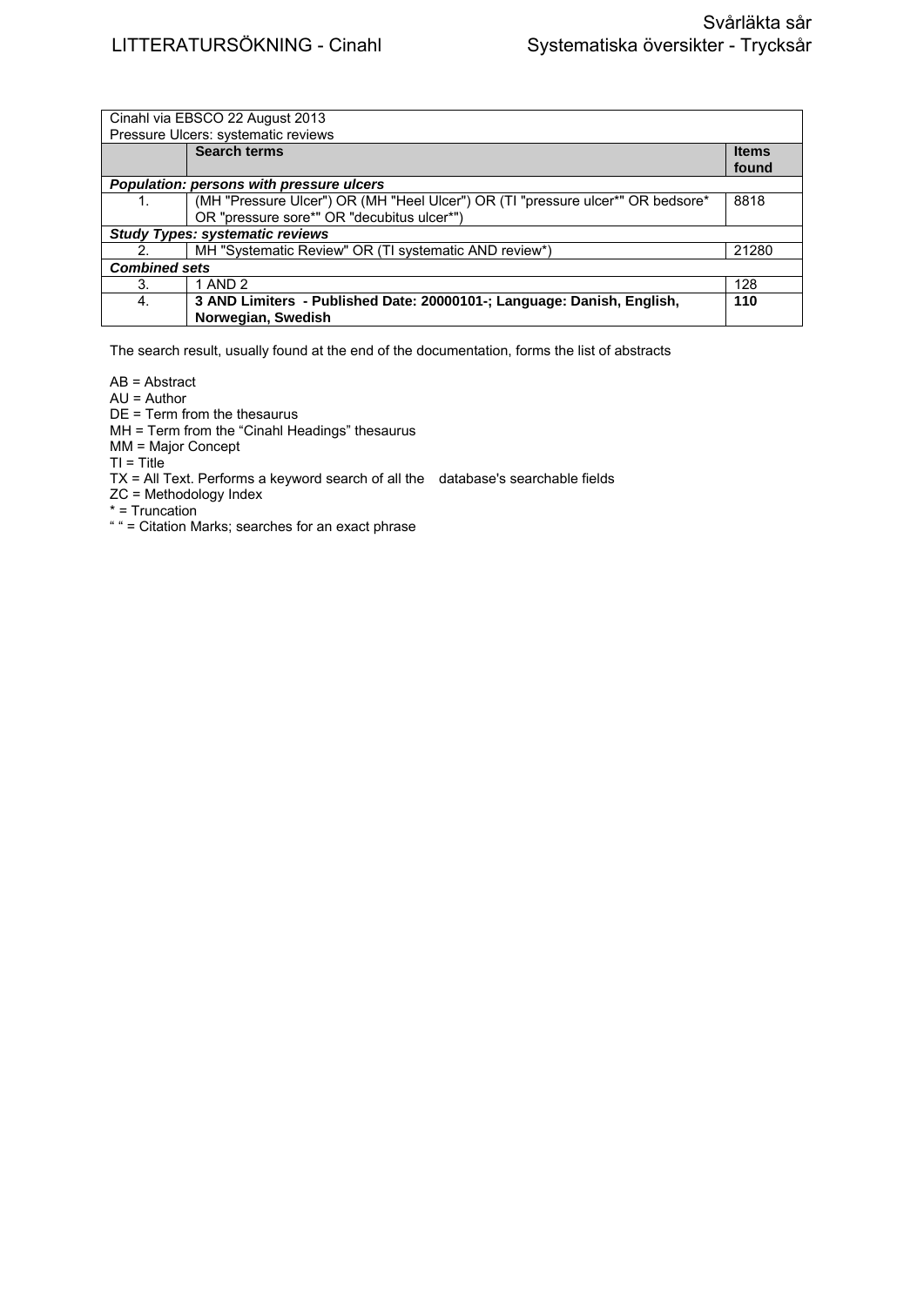| | | |
|---|---|---|
| Cinahl via EBSCO 22 August 2013<br>Pressure Ulcers: systematic reviews | | |
| | **Search terms** | **Items found** |
| ***Population: persons with pressure ulcers*** | | |
| 1. | (MH "Pressure Ulcer") OR (MH "Heel Ulcer") OR (TI "pressure ulcer*" OR bedsore* OR "pressure sore*" OR "decubitus ulcer*") | 8818 |
| ***Study Types: systematic reviews*** | | |
| 2. | MH "Systematic Review" OR (TI systematic AND review*) | 21280 |
| ***Combined sets*** | | |
| 3. | 1 AND 2 | 128 |
| 4. | **3 AND Limiters - Published Date: 20000101-; Language: Danish, English, Norwegian, Swedish** | **110** |

The search result, usually found at the end of the documentation, forms the list of abstracts

AB = Abstract
AU = Author
DE = Term from the thesaurus
MH = Term from the "Cinahl Headings" thesaurus
MM = Major Concept
TI = Title
TX = All Text. Performs a keyword search of all the database's searchable fields
ZC = Methodology Index
* = Truncation
" " = Citation Marks; searches for an exact phrase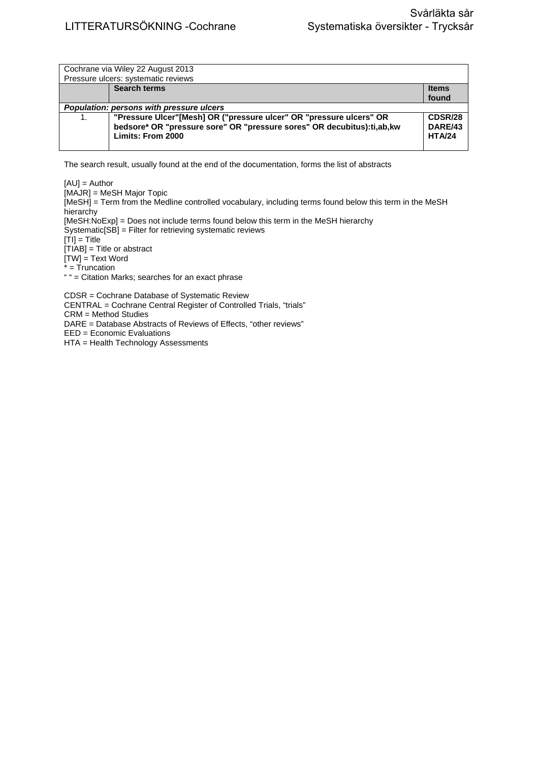| Cochrane via Wiley 22 August 2013<br>Pressure ulcers: systematic reviews | | |
|---|---|---|
| | **Search terms** | **Items found** |
| ***Population: persons with pressure ulcers*** | | |
| 1. | **"Pressure Ulcer"[Mesh] OR ("pressure ulcer" OR "pressure ulcers" OR bedsore* OR "pressure sore" OR "pressure sores" OR decubitus):ti,ab,kw**<br>**Limits: From 2000** | **CDSR/28**<br>**DARE/43**<br>**HTA/24** |

The search result, usually found at the end of the documentation, forms the list of abstracts

[AU] = Author
[MAJR] = MeSH Major Topic
[MeSH] = Term from the Medline controlled vocabulary, including terms found below this term in the MeSH hierarchy
[MeSH:NoExp] = Does not include terms found below this term in the MeSH hierarchy
Systematic[SB] = Filter for retrieving systematic reviews
[TI] = Title
[TIAB] = Title or abstract
[TW] = Text Word
* = Truncation
" " = Citation Marks; searches for an exact phrase

CDSR = Cochrane Database of Systematic Review
CENTRAL = Cochrane Central Register of Controlled Trials, "trials"
CRM = Method Studies
DARE = Database Abstracts of Reviews of Effects, "other reviews"
EED = Economic Evaluations
HTA = Health Technology Assessments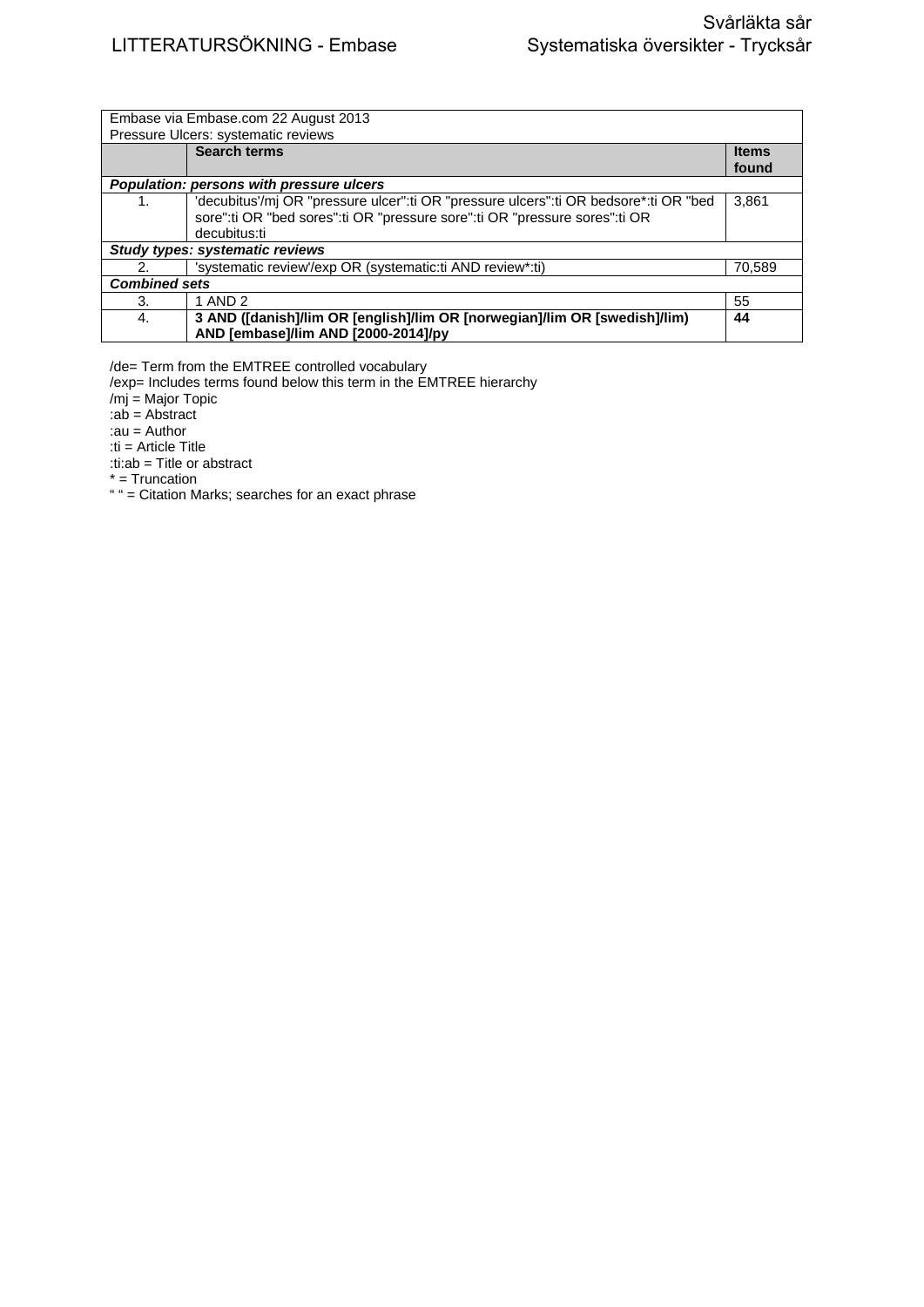| Embase via Embase.com 22 August 2013<br>Pressure Ulcers: systematic reviews | | |
|---|---|---|
| | **Search terms** | **Items found** |
| ***Population: persons with pressure ulcers*** | | |
| 1. | 'decubitus'/mj OR "pressure ulcer":ti OR "pressure ulcers":ti OR bedsore*:ti OR "bed sore":ti OR "bed sores":ti OR "pressure sore":ti OR "pressure sores":ti OR decubitus:ti | 3,861 |
| ***Study types: systematic reviews*** | | |
| 2. | 'systematic review'/exp OR (systematic:ti AND review*:ti) | 70,589 |
| ***Combined sets*** | | |
| 3. | 1 AND 2 | 55 |
| 4. | **3 AND ([danish]/lim OR [english]/lim OR [norwegian]/lim OR [swedish]/lim) AND [embase]/lim AND [2000-2014]/py** | **44** |

/de= Term from the EMTREE controlled vocabulary
/exp= Includes terms found below this term in the EMTREE hierarchy
/mj = Major Topic
:ab = Abstract
:au = Author
:ti = Article Title
:ti:ab = Title or abstract
* = Truncation
" " = Citation Marks; searches for an exact phrase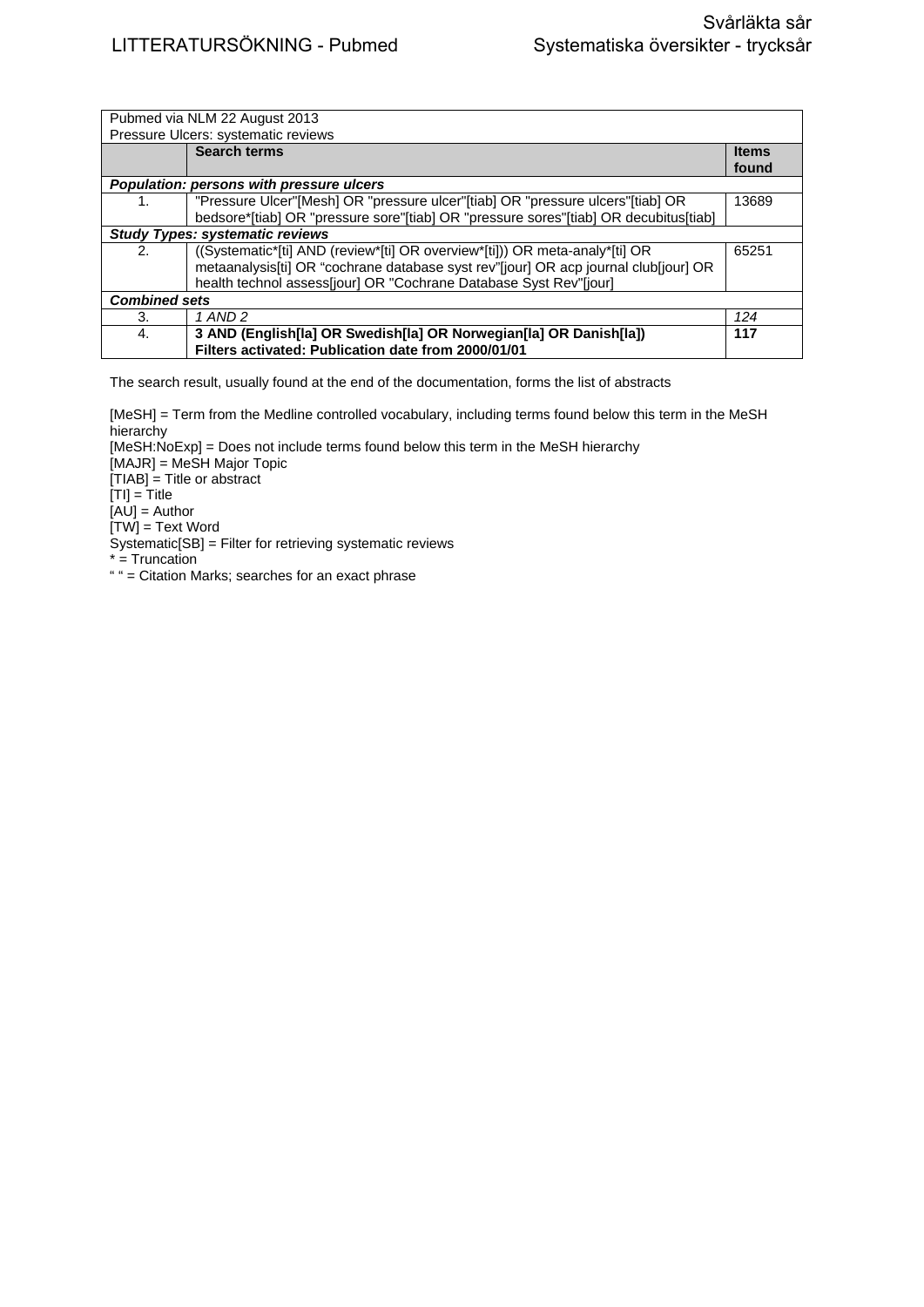| Pubmed via NLM 22 August 2013<br>Pressure Ulcers: systematic reviews | | |
|---|---|---|
| | **Search terms** | **Items found** |
| ***Population: persons with pressure ulcers*** | | |
| 1. | "Pressure Ulcer"[Mesh] OR "pressure ulcer"[tiab] OR "pressure ulcers"[tiab] OR bedsore*[tiab] OR "pressure sore"[tiab] OR "pressure sores"[tiab] OR decubitus[tiab] | 13689 |
| ***Study Types: systematic reviews*** | | |
| 2. | ((Systematic*[ti] AND (review*[ti] OR overview*[ti])) OR meta-analy*[ti] OR metaanalysis[ti] OR "cochrane database syst rev"[jour] OR acp journal club[jour] OR health technol assess[jour] OR "Cochrane Database Syst Rev"[jour] | 65251 |
| ***Combined sets*** | | |
| 3. | *1 AND 2* | *124* |
| 4. | **3 AND (English[la] OR Swedish[la] OR Norwegian[la] OR Danish[la])**<br>**Filters activated: Publication date from 2000/01/01** | **117** |

The search result, usually found at the end of the documentation, forms the list of abstracts

[MeSH] = Term from the Medline controlled vocabulary, including terms found below this term in the MeSH hierarchy
[MeSH:NoExp] = Does not include terms found below this term in the MeSH hierarchy
[MAJR] = MeSH Major Topic
[TIAB] = Title or abstract
[TI] = Title
[AU] = Author
[TW] = Text Word
Systematic[SB] = Filter for retrieving systematic reviews
* = Truncation
" " = Citation Marks; searches for an exact phrase